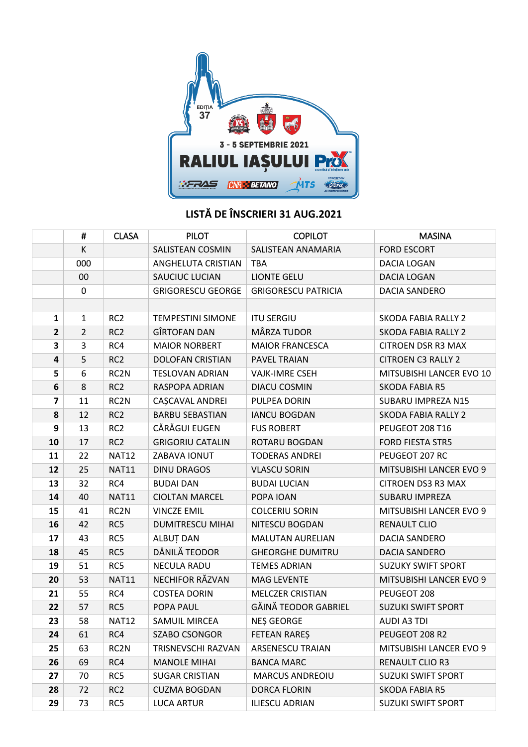EDIȚIA 37

3 - 5 SEPTEMBRIE 2021

RALIUL IAȘULUI

## LISTĂ DE ÎNSCRIERI 31 AUG.2021

| | # | CLASA | PILOT | COPILOT | MASINA |
|---|---|---|---|---|---|
| | K | | SALISTEAN COSMIN | SALISTEAN ANAMARIA | FORD ESCORT |
| | 000 | | ANGHELUTA CRISTIAN | TBA | DACIA LOGAN |
| | 00 | | SAUCIUC LUCIAN | LIONTE GELU | DACIA LOGAN |
| | 0 | | GRIGORESCU GEORGE | GRIGORESCU PATRICIA | DACIA SANDERO |
| | | | | | |
| **1** | 1 | RC2 | TEMPESTINI SIMONE | ITU SERGIU | SKODA FABIA RALLY 2 |
| **2** | 2 | RC2 | GÎRTOFAN DAN | MÂRZA TUDOR | SKODA FABIA RALLY 2 |
| **3** | 3 | RC4 | MAIOR NORBERT | MAIOR FRANCESCA | CITROEN DSR R3 MAX |
| **4** | 5 | RC2 | DOLOFAN CRISTIAN | PAVEL TRAIAN | CITROEN C3 RALLY 2 |
| **5** | 6 | RC2N | TESLOVAN ADRIAN | VAJK-IMRE CSEH | MITSUBISHI LANCER EVO 10 |
| **6** | 8 | RC2 | RASPOPA ADRIAN | DIACU COSMIN | SKODA FABIA R5 |
| **7** | 11 | RC2N | CAȘCAVAL ANDREI | PULPEA DORIN | SUBARU IMPREZA N15 |
| **8** | 12 | RC2 | BARBU SEBASTIAN | IANCU BOGDAN | SKODA FABIA RALLY 2 |
| **9** | 13 | RC2 | CĂRĂGUI EUGEN | FUS ROBERT | PEUGEOT 208 T16 |
| **10** | 17 | RC2 | GRIGORIU CATALIN | ROTARU BOGDAN | FORD FIESTA STR5 |
| **11** | 22 | NAT12 | ZABAVA IONUT | TODERAS ANDREI | PEUGEOT 207 RC |
| **12** | 25 | NAT11 | DINU DRAGOS | VLASCU SORIN | MITSUBISHI LANCER EVO 9 |
| **13** | 32 | RC4 | BUDAI DAN | BUDAI LUCIAN | CITROEN DS3 R3 MAX |
| **14** | 40 | NAT11 | CIOLTAN MARCEL | POPA IOAN | SUBARU IMPREZA |
| **15** | 41 | RC2N | VINCZE EMIL | COLCERIU SORIN | MITSUBISHI LANCER EVO 9 |
| **16** | 42 | RC5 | DUMITRESCU MIHAI | NITESCU BOGDAN | RENAULT CLIO |
| **17** | 43 | RC5 | ALBUȚ DAN | MALUTAN AURELIAN | DACIA SANDERO |
| **18** | 45 | RC5 | DĂNILĂ TEODOR | GHEORGHE DUMITRU | DACIA SANDERO |
| **19** | 51 | RC5 | NECULA RADU | TEMES ADRIAN | SUZUKY SWIFT SPORT |
| **20** | 53 | NAT11 | NECHIFOR RĂZVAN | MAG LEVENTE | MITSUBISHI LANCER EVO 9 |
| **21** | 55 | RC4 | COSTEA DORIN | MELCZER CRISTIAN | PEUGEOT 208 |
| **22** | 57 | RC5 | POPA PAUL | GĂINĂ TEODOR GABRIEL | SUZUKI SWIFT SPORT |
| **23** | 58 | NAT12 | SAMUIL MIRCEA | NEȘ GEORGE | AUDI A3 TDI |
| **24** | 61 | RC4 | SZABO CSONGOR | FETEAN RAREȘ | PEUGEOT 208 R2 |
| **25** | 63 | RC2N | TRISNEVSCHI RAZVAN | ARSENESCU TRAIAN | MITSUBISHI LANCER EVO 9 |
| **26** | 69 | RC4 | MANOLE MIHAI | BANCA MARC | RENAULT CLIO R3 |
| **27** | 70 | RC5 | SUGAR CRISTIAN | MARCUS ANDREOIU | SUZUKI SWIFT SPORT |
| **28** | 72 | RC2 | CUZMA BOGDAN | DORCA FLORIN | SKODA FABIA R5 |
| **29** | 73 | RC5 | LUCA ARTUR | ILIESCU ADRIAN | SUZUKI SWIFT SPORT |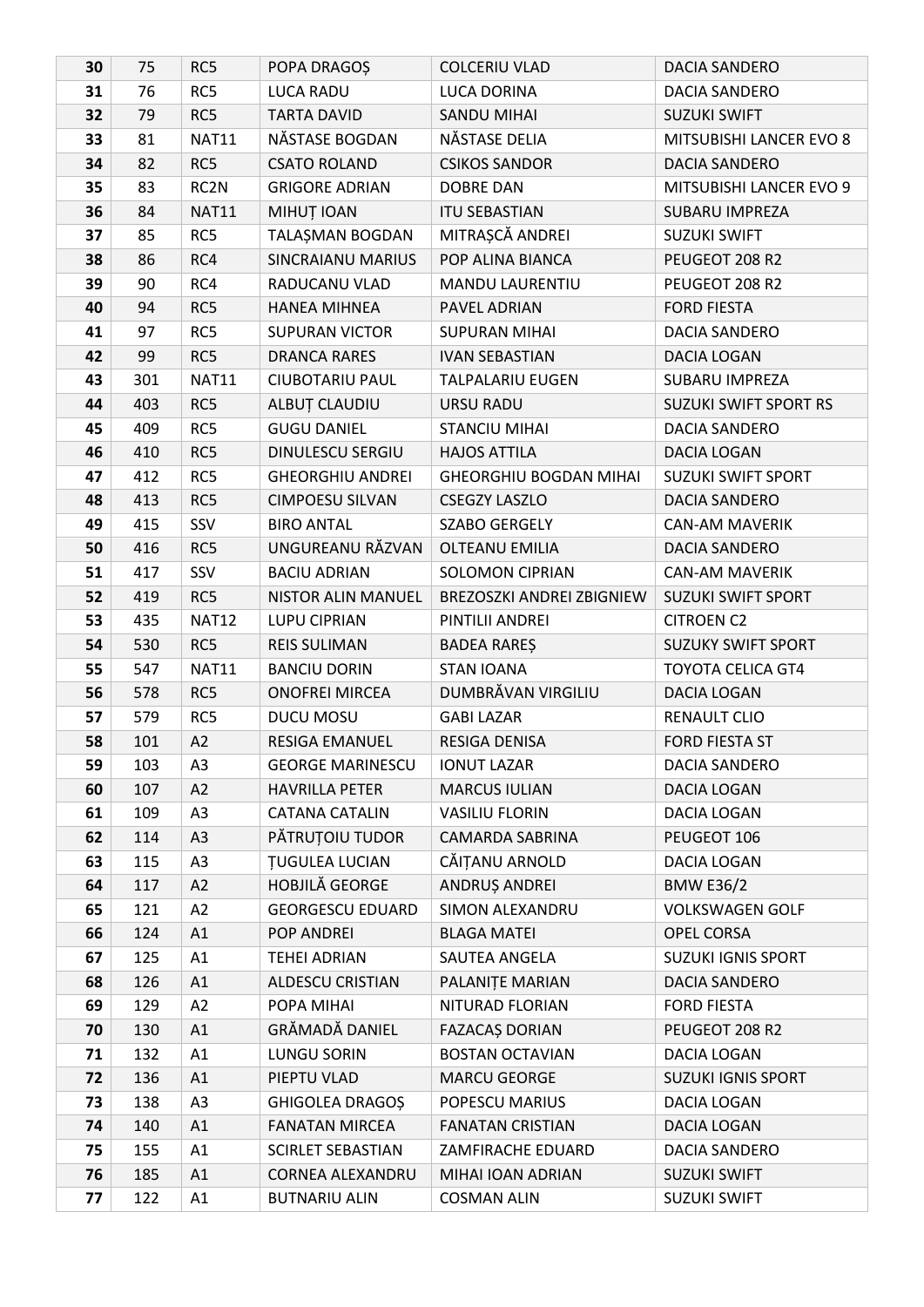| 30 | 75 | RC5 | POPA DRAGOȘ | COLCERIU VLAD | DACIA SANDERO |
|---|---|---|---|---|---|
| 31 | 76 | RC5 | LUCA RADU | LUCA DORINA | DACIA SANDERO |
| 32 | 79 | RC5 | TARTA DAVID | SANDU MIHAI | SUZUKI SWIFT |
| 33 | 81 | NAT11 | NĂSTASE BOGDAN | NĂSTASE DELIA | MITSUBISHI LANCER EVO 8 |
| 34 | 82 | RC5 | CSATO ROLAND | CSIKOS SANDOR | DACIA SANDERO |
| 35 | 83 | RC2N | GRIGORE ADRIAN | DOBRE DAN | MITSUBISHI LANCER EVO 9 |
| 36 | 84 | NAT11 | MIHUȚ IOAN | ITU SEBASTIAN | SUBARU IMPREZA |
| 37 | 85 | RC5 | TALAȘMAN BOGDAN | MITRAȘCĂ ANDREI | SUZUKI SWIFT |
| 38 | 86 | RC4 | SINCRAIANU MARIUS | POP ALINA BIANCA | PEUGEOT 208 R2 |
| 39 | 90 | RC4 | RADUCANU VLAD | MANDU LAURENTIU | PEUGEOT 208 R2 |
| 40 | 94 | RC5 | HANEA MIHNEA | PAVEL ADRIAN | FORD FIESTA |
| 41 | 97 | RC5 | SUPURAN VICTOR | SUPURAN MIHAI | DACIA SANDERO |
| 42 | 99 | RC5 | DRANCA RARES | IVAN SEBASTIAN | DACIA LOGAN |
| 43 | 301 | NAT11 | CIUBOTARIU PAUL | TALPALARIU EUGEN | SUBARU IMPREZA |
| 44 | 403 | RC5 | ALBUȚ CLAUDIU | URSU RADU | SUZUKI SWIFT SPORT RS |
| 45 | 409 | RC5 | GUGU DANIEL | STANCIU MIHAI | DACIA SANDERO |
| 46 | 410 | RC5 | DINULESCU SERGIU | HAJOS ATTILA | DACIA LOGAN |
| 47 | 412 | RC5 | GHEORGHIU ANDREI | GHEORGHIU BOGDAN MIHAI | SUZUKI SWIFT SPORT |
| 48 | 413 | RC5 | CIMPOESU SILVAN | CSEGZY LASZLO | DACIA SANDERO |
| 49 | 415 | SSV | BIRO ANTAL | SZABO GERGELY | CAN-AM MAVERIK |
| 50 | 416 | RC5 | UNGUREANU RĂZVAN | OLTEANU EMILIA | DACIA SANDERO |
| 51 | 417 | SSV | BACIU ADRIAN | SOLOMON CIPRIAN | CAN-AM MAVERIK |
| 52 | 419 | RC5 | NISTOR ALIN MANUEL | BREZOSZKI ANDREI ZBIGNIEW | SUZUKI SWIFT SPORT |
| 53 | 435 | NAT12 | LUPU CIPRIAN | PINTILII ANDREI | CITROEN C2 |
| 54 | 530 | RC5 | REIS SULIMAN | BADEA RAREȘ | SUZUKY SWIFT SPORT |
| 55 | 547 | NAT11 | BANCIU DORIN | STAN IOANA | TOYOTA CELICA GT4 |
| 56 | 578 | RC5 | ONOFREI MIRCEA | DUMBRĂVAN VIRGILIU | DACIA LOGAN |
| 57 | 579 | RC5 | DUCU MOSU | GABI LAZAR | RENAULT CLIO |
| 58 | 101 | A2 | RESIGA EMANUEL | RESIGA DENISA | FORD FIESTA ST |
| 59 | 103 | A3 | GEORGE MARINESCU | IONUT LAZAR | DACIA SANDERO |
| 60 | 107 | A2 | HAVRILLA PETER | MARCUS IULIAN | DACIA LOGAN |
| 61 | 109 | A3 | CATANA CATALIN | VASILIU FLORIN | DACIA LOGAN |
| 62 | 114 | A3 | PĂTRUȚOIU TUDOR | CAMARDA SABRINA | PEUGEOT 106 |
| 63 | 115 | A3 | ȚUGULEA LUCIAN | CĂIȚANU ARNOLD | DACIA LOGAN |
| 64 | 117 | A2 | HOBJILĂ GEORGE | ANDRUȘ ANDREI | BMW E36/2 |
| 65 | 121 | A2 | GEORGESCU EDUARD | SIMON ALEXANDRU | VOLKSWAGEN GOLF |
| 66 | 124 | A1 | POP ANDREI | BLAGA MATEI | OPEL CORSA |
| 67 | 125 | A1 | TEHEI ADRIAN | SAUTEA ANGELA | SUZUKI IGNIS SPORT |
| 68 | 126 | A1 | ALDESCU CRISTIAN | PALANIȚE MARIAN | DACIA SANDERO |
| 69 | 129 | A2 | POPA MIHAI | NITURAD FLORIAN | FORD FIESTA |
| 70 | 130 | A1 | GRĂMADĂ DANIEL | FAZACAȘ DORIAN | PEUGEOT 208 R2 |
| 71 | 132 | A1 | LUNGU SORIN | BOSTAN OCTAVIAN | DACIA LOGAN |
| 72 | 136 | A1 | PIEPTU VLAD | MARCU GEORGE | SUZUKI IGNIS SPORT |
| 73 | 138 | A3 | GHIGOLEA DRAGOȘ | POPESCU MARIUS | DACIA LOGAN |
| 74 | 140 | A1 | FANATAN MIRCEA | FANATAN CRISTIAN | DACIA LOGAN |
| 75 | 155 | A1 | SCIRLET SEBASTIAN | ZAMFIRACHE EDUARD | DACIA SANDERO |
| 76 | 185 | A1 | CORNEA ALEXANDRU | MIHAI IOAN ADRIAN | SUZUKI SWIFT |
| 77 | 122 | A1 | BUTNARIU ALIN | COSMAN ALIN | SUZUKI SWIFT |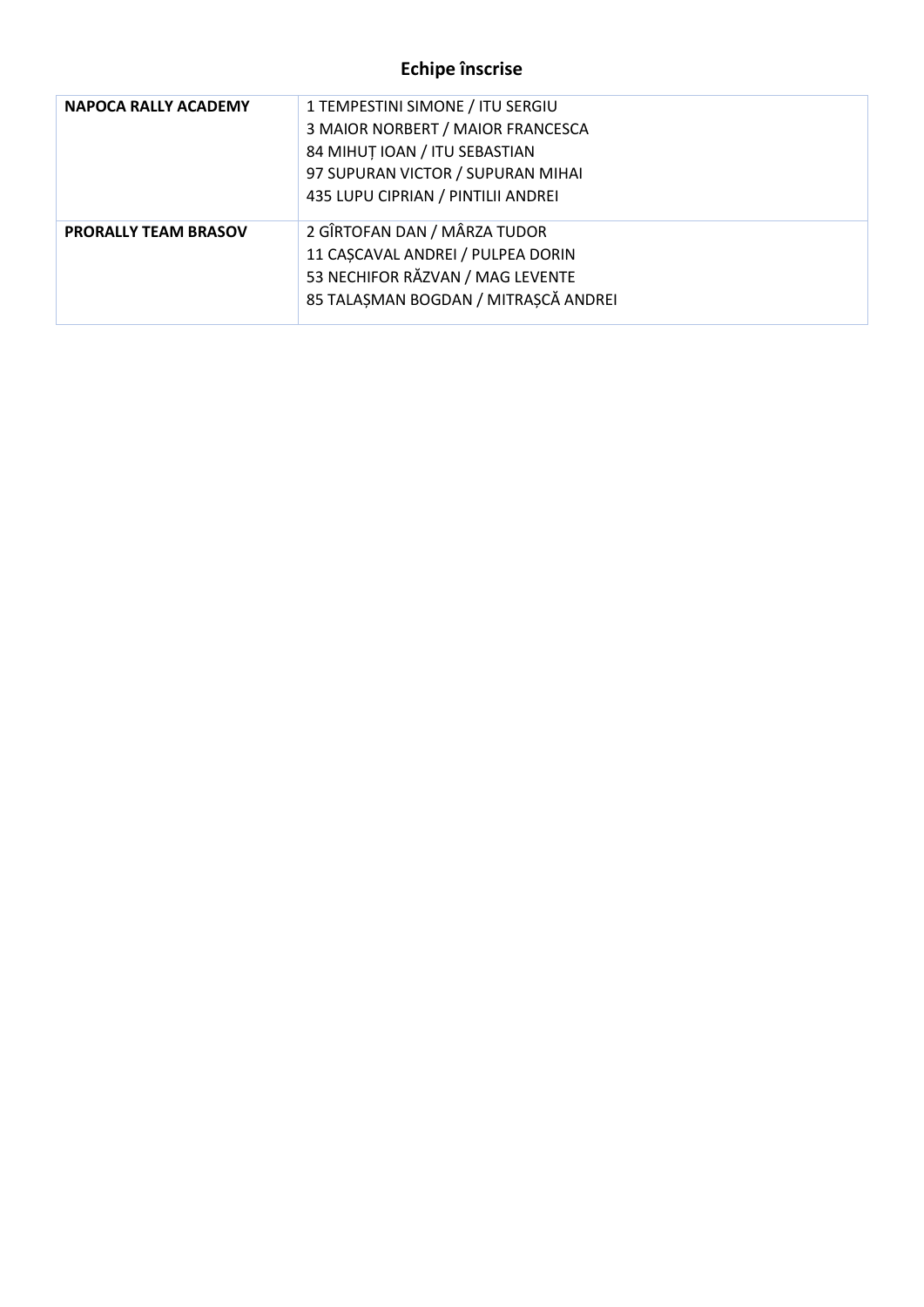## Echipe înscrise

| | |
|---|---|
| **NAPOCA RALLY ACADEMY** | 1 TEMPESTINI SIMONE / ITU SERGIU<br>3 MAIOR NORBERT / MAIOR FRANCESCA<br>84 MIHUȚ IOAN / ITU SEBASTIAN<br>97 SUPURAN VICTOR / SUPURAN MIHAI<br>435 LUPU CIPRIAN / PINTILII ANDREI |
| **PRORALLY TEAM BRASOV** | 2 GÎRTOFAN DAN / MÂRZA TUDOR<br>11 CAȘCAVAL ANDREI / PULPEA DORIN<br>53 NECHIFOR RĂZVAN / MAG LEVENTE<br>85 TALAȘMAN BOGDAN / MITRAȘCĂ ANDREI |